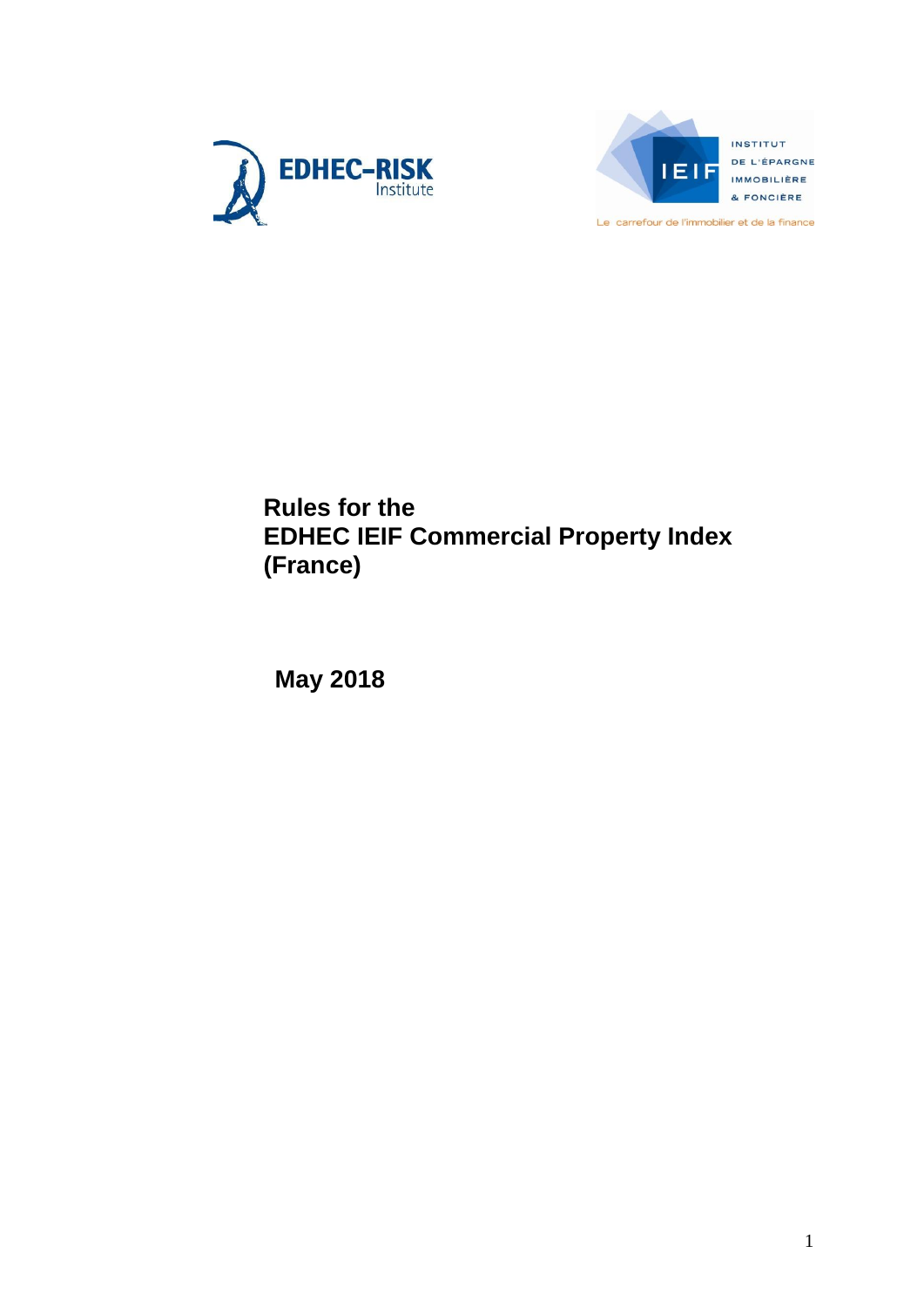EDHEC-RISK Institute

INSTITUT DE L'ÉPARGNE IMMOBILIÈRE & FONCIÈRE

Le carrefour de l'immobilier et de la finance

# Rules for the EDHEC IEIF Commercial Property Index (France)

**May 2018**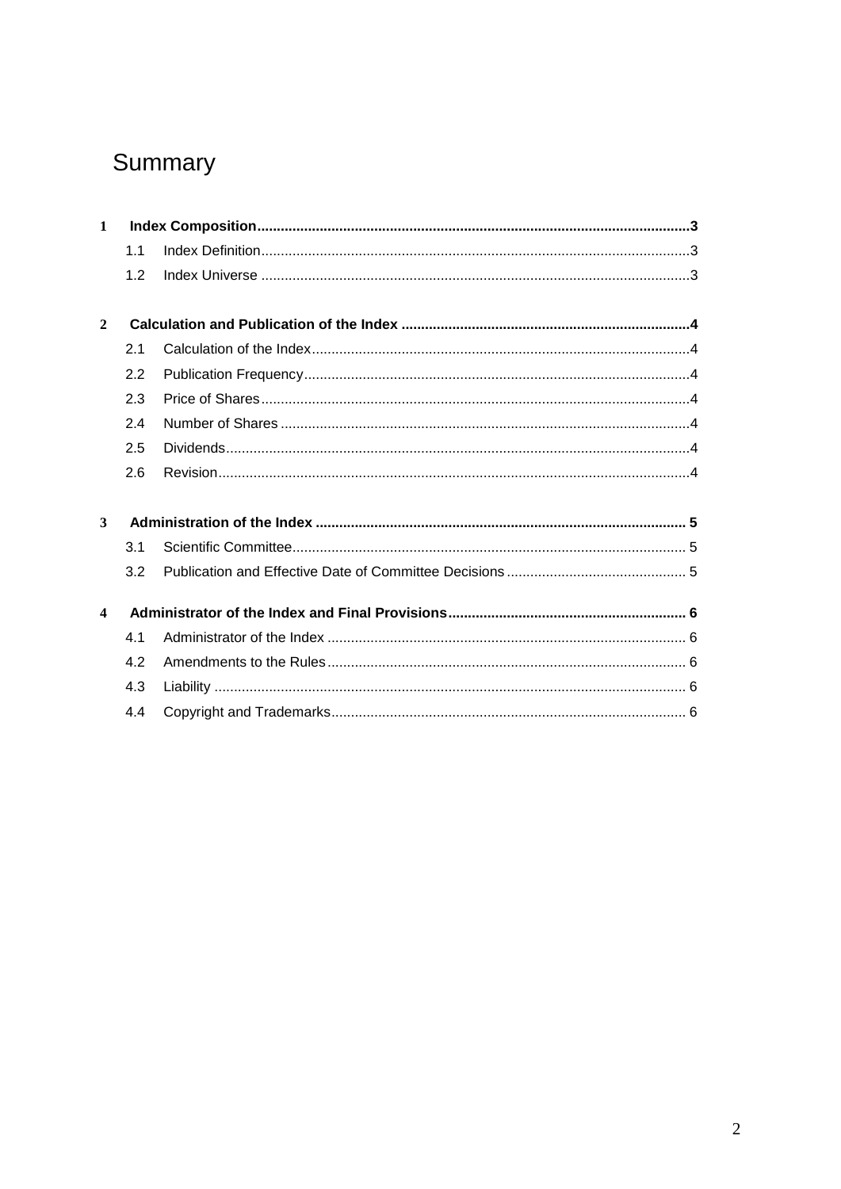# Summary

1 **Index Composition** .......... 3
- 1.1 Index Definition .......... 3
- 1.2 Index Universe .......... 3

2 **Calculation and Publication of the Index** .......... 4
- 2.1 Calculation of the Index .......... 4
- 2.2 Publication Frequency .......... 4
- 2.3 Price of Shares .......... 4
- 2.4 Number of Shares .......... 4
- 2.5 Dividends .......... 4
- 2.6 Revision .......... 4

3 **Administration of the Index** .......... 5
- 3.1 Scientific Committee .......... 5
- 3.2 Publication and Effective Date of Committee Decisions .......... 5

4 **Administrator of the Index and Final Provisions** .......... 6
- 4.1 Administrator of the Index .......... 6
- 4.2 Amendments to the Rules .......... 6
- 4.3 Liability .......... 6
- 4.4 Copyright and Trademarks .......... 6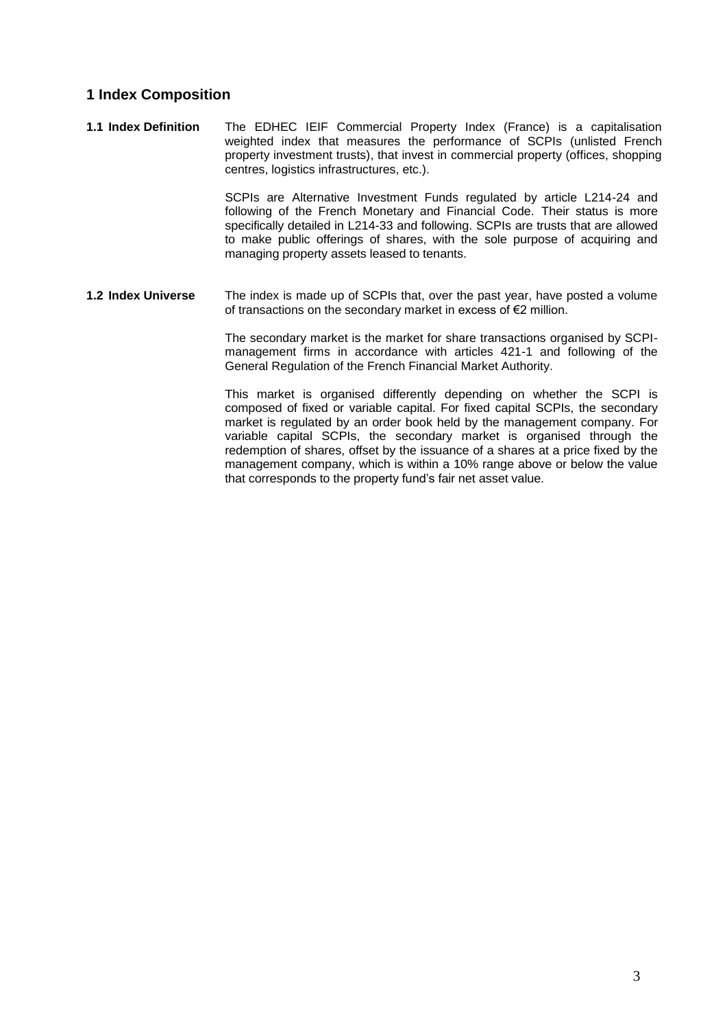# 1 Index Composition

**1.1 Index Definition**

The EDHEC IEIF Commercial Property Index (France) is a capitalisation weighted index that measures the performance of SCPIs (unlisted French property investment trusts), that invest in commercial property (offices, shopping centres, logistics infrastructures, etc.).

SCPIs are Alternative Investment Funds regulated by article L214-24 and following of the French Monetary and Financial Code. Their status is more specifically detailed in L214-33 and following. SCPIs are trusts that are allowed to make public offerings of shares, with the sole purpose of acquiring and managing property assets leased to tenants.

**1.2 Index Universe**

The index is made up of SCPIs that, over the past year, have posted a volume of transactions on the secondary market in excess of €2 million.

The secondary market is the market for share transactions organised by SCPI-management firms in accordance with articles 421-1 and following of the General Regulation of the French Financial Market Authority.

This market is organised differently depending on whether the SCPI is composed of fixed or variable capital. For fixed capital SCPIs, the secondary market is regulated by an order book held by the management company. For variable capital SCPIs, the secondary market is organised through the redemption of shares, offset by the issuance of a shares at a price fixed by the management company, which is within a 10% range above or below the value that corresponds to the property fund's fair net asset value.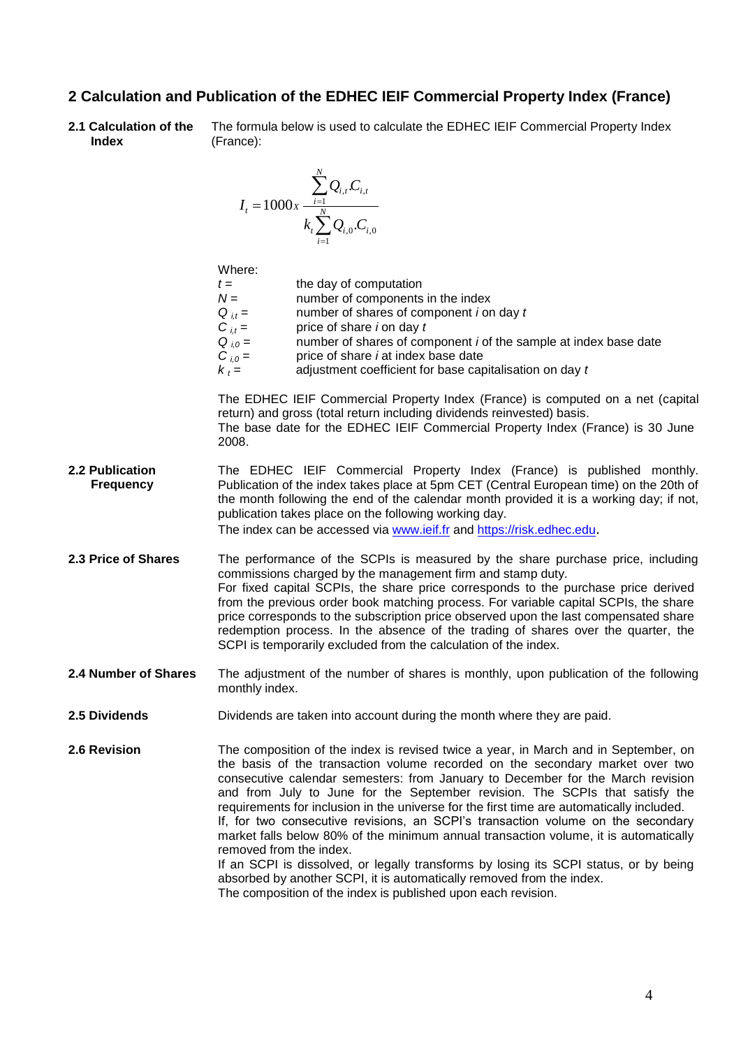## 2 Calculation and Publication of the EDHEC IEIF Commercial Property Index (France)

**2.1 Calculation of the Index**

The formula below is used to calculate the EDHEC IEIF Commercial Property Index (France):

$$I_t = 1000 x \frac{\sum_{i=1}^{N} Q_{i,t}.C_{i,t}}{k_t \sum_{i=1}^{N} Q_{i,0}.C_{i,0}}$$

Where:

- $t$ = the day of computation
- $N$ = number of components in the index
- $Q_{i,t}$ = number of shares of component *i* on day *t*
- $C_{i,t}$ = price of share *i* on day *t*
- $Q_{i,0}$ = number of shares of component *i* of the sample at index base date
- $C_{i,0}$ = price of share *i* at index base date
- $k_t$ = adjustment coefficient for base capitalisation on day *t*

The EDHEC IEIF Commercial Property Index (France) is computed on a net (capital return) and gross (total return including dividends reinvested) basis.
The base date for the EDHEC IEIF Commercial Property Index (France) is 30 June 2008.

**2.2 Publication Frequency**

The EDHEC IEIF Commercial Property Index (France) is published monthly. Publication of the index takes place at 5pm CET (Central European time) on the 20th of the month following the end of the calendar month provided it is a working day; if not, publication takes place on the following working day.
The index can be accessed via www.ieif.fr and https://risk.edhec.edu.

**2.3 Price of Shares**

The performance of the SCPIs is measured by the share purchase price, including commissions charged by the management firm and stamp duty.
For fixed capital SCPIs, the share price corresponds to the purchase price derived from the previous order book matching process. For variable capital SCPIs, the share price corresponds to the subscription price observed upon the last compensated share redemption process. In the absence of the trading of shares over the quarter, the SCPI is temporarily excluded from the calculation of the index.

**2.4 Number of Shares**

The adjustment of the number of shares is monthly, upon publication of the following monthly index.

**2.5 Dividends**

Dividends are taken into account during the month where they are paid.

**2.6 Revision**

The composition of the index is revised twice a year, in March and in September, on the basis of the transaction volume recorded on the secondary market over two consecutive calendar semesters: from January to December for the March revision and from July to June for the September revision. The SCPIs that satisfy the requirements for inclusion in the universe for the first time are automatically included.
If, for two consecutive revisions, an SCPI's transaction volume on the secondary market falls below 80% of the minimum annual transaction volume, it is automatically removed from the index.
If an SCPI is dissolved, or legally transforms by losing its SCPI status, or by being absorbed by another SCPI, it is automatically removed from the index.
The composition of the index is published upon each revision.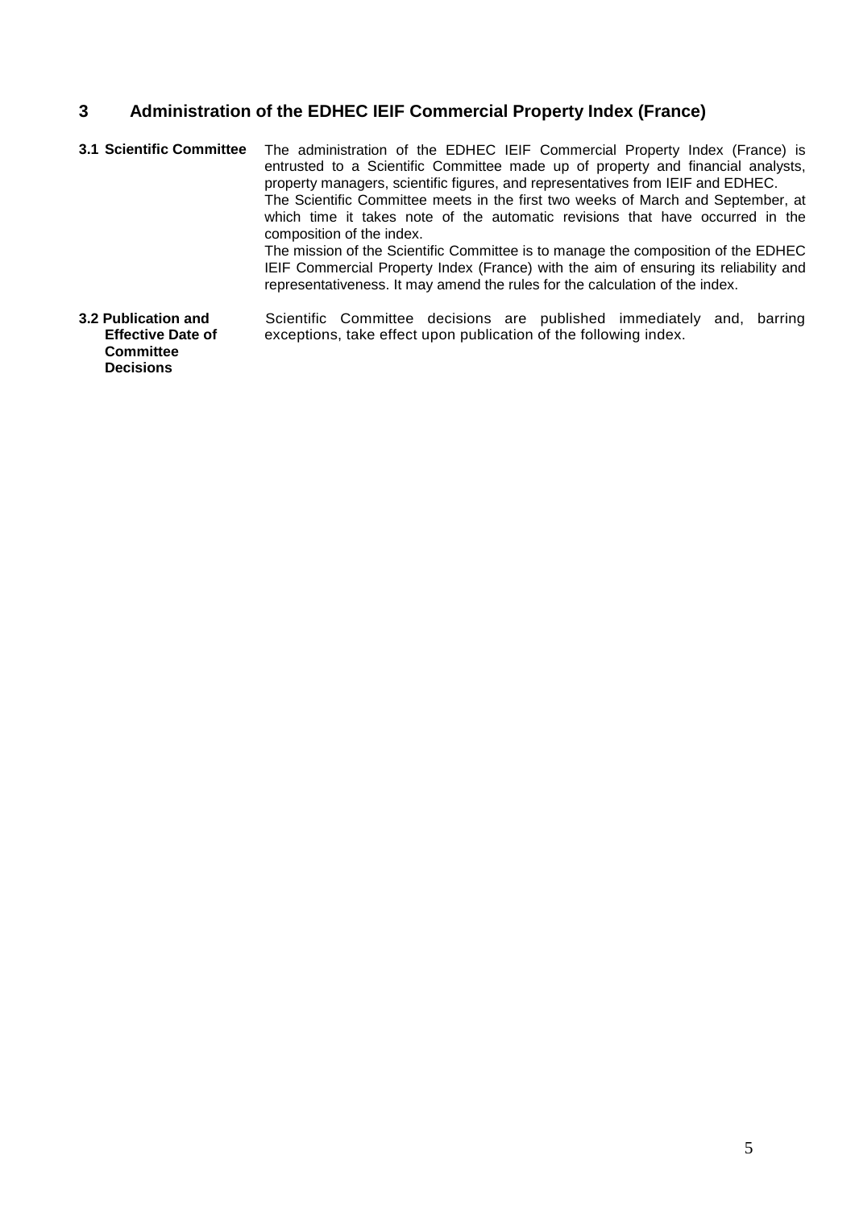## 3 Administration of the EDHEC IEIF Commercial Property Index (France)

### 3.1 Scientific Committee

The administration of the EDHEC IEIF Commercial Property Index (France) is entrusted to a Scientific Committee made up of property and financial analysts, property managers, scientific figures, and representatives from IEIF and EDHEC.

The Scientific Committee meets in the first two weeks of March and September, at which time it takes note of the automatic revisions that have occurred in the composition of the index.

The mission of the Scientific Committee is to manage the composition of the EDHEC IEIF Commercial Property Index (France) with the aim of ensuring its reliability and representativeness. It may amend the rules for the calculation of the index.

### 3.2 Publication and Effective Date of Committee Decisions

Scientific Committee decisions are published immediately and, barring exceptions, take effect upon publication of the following index.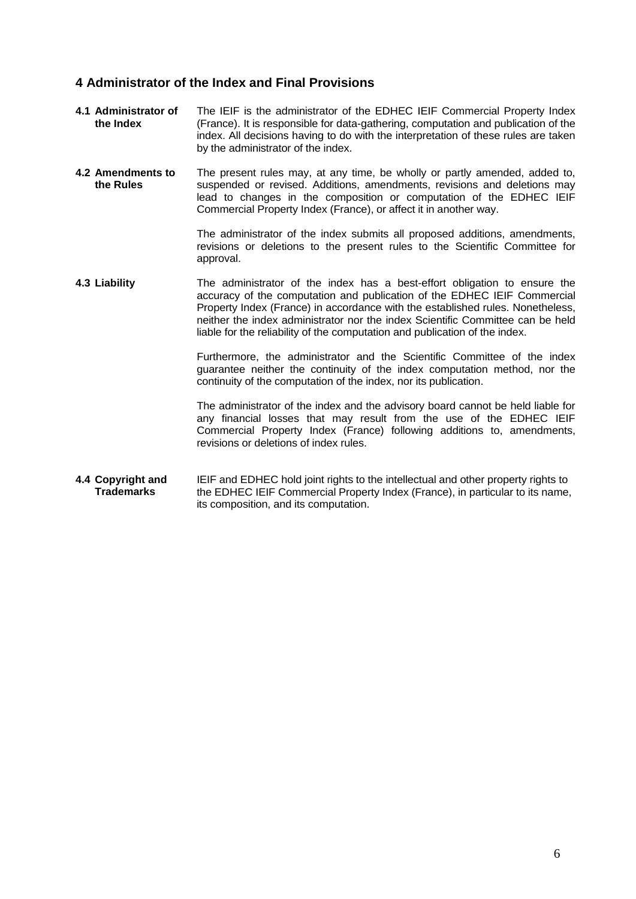## 4 Administrator of the Index and Final Provisions

**4.1 Administrator of the Index**

The IEIF is the administrator of the EDHEC IEIF Commercial Property Index (France). It is responsible for data-gathering, computation and publication of the index. All decisions having to do with the interpretation of these rules are taken by the administrator of the index.

**4.2 Amendments to the Rules**

The present rules may, at any time, be wholly or partly amended, added to, suspended or revised. Additions, amendments, revisions and deletions may lead to changes in the composition or computation of the EDHEC IEIF Commercial Property Index (France), or affect it in another way.

The administrator of the index submits all proposed additions, amendments, revisions or deletions to the present rules to the Scientific Committee for approval.

**4.3 Liability**

The administrator of the index has a best-effort obligation to ensure the accuracy of the computation and publication of the EDHEC IEIF Commercial Property Index (France) in accordance with the established rules. Nonetheless, neither the index administrator nor the index Scientific Committee can be held liable for the reliability of the computation and publication of the index.

Furthermore, the administrator and the Scientific Committee of the index guarantee neither the continuity of the index computation method, nor the continuity of the computation of the index, nor its publication.

The administrator of the index and the advisory board cannot be held liable for any financial losses that may result from the use of the EDHEC IEIF Commercial Property Index (France) following additions to, amendments, revisions or deletions of index rules.

**4.4 Copyright and Trademarks**

IEIF and EDHEC hold joint rights to the intellectual and other property rights to the EDHEC IEIF Commercial Property Index (France), in particular to its name, its composition, and its computation.